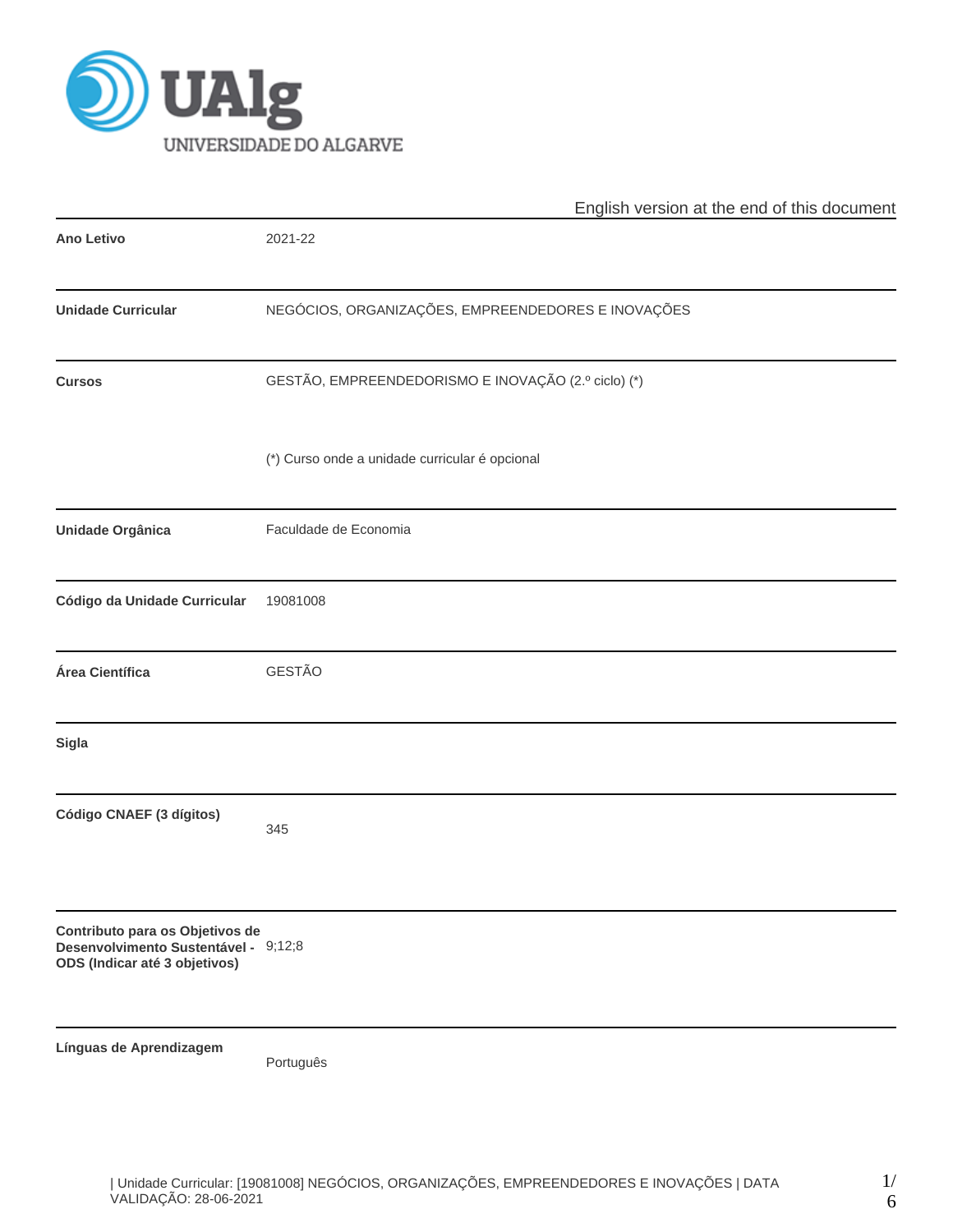UAlg UNIVERSIDADE DO ALGARVE

English version at the end of this document

| | |
|---|---|
| **Ano Letivo** | 2021-22 |
| **Unidade Curricular** | NEGÓCIOS, ORGANIZAÇÕES, EMPREENDEDORES E INOVAÇÕES |
| **Cursos** | GESTÃO, EMPREENDEDORISMO E INOVAÇÃO (2.º ciclo) (*)<br><br>(*) Curso onde a unidade curricular é opcional |
| **Unidade Orgânica** | Faculdade de Economia |
| **Código da Unidade Curricular** | 19081008 |
| **Área Científica** | GESTÃO |
| **Sigla** | |
| **Código CNAEF (3 dígitos)** | 345 |
| **Contributo para os Objetivos de Desenvolvimento Sustentável - ODS (Indicar até 3 objetivos)** | 9;12;8 |
| **Línguas de Aprendizagem** | Português |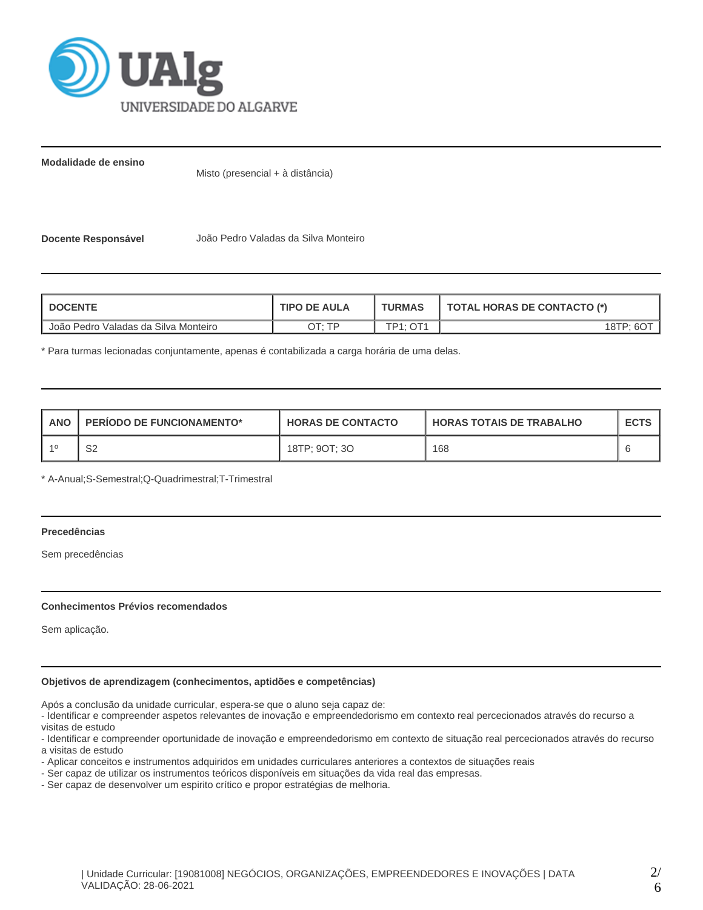**Modalidade de ensino**

Misto (presencial + à distância)

**Docente Responsável** João Pedro Valadas da Silva Monteiro

| DOCENTE | TIPO DE AULA | TURMAS | TOTAL HORAS DE CONTACTO (*) |
|---|---|---|---|
| João Pedro Valadas da Silva Monteiro | OT; TP | TP1; OT1 | 18TP; 6OT |

* Para turmas lecionadas conjuntamente, apenas é contabilizada a carga horária de uma delas.

| ANO | PERÍODO DE FUNCIONAMENTO* | HORAS DE CONTACTO | HORAS TOTAIS DE TRABALHO | ECTS |
|---|---|---|---|---|
| 1º | S2 | 18TP; 9OT; 3O | 168 | 6 |

* A-Anual;S-Semestral;Q-Quadrimestral;T-Trimestral

**Precedências**

Sem precedências

**Conhecimentos Prévios recomendados**

Sem aplicação.

**Objetivos de aprendizagem (conhecimentos, aptidões e competências)**

Após a conclusão da unidade curricular, espera-se que o aluno seja capaz de:
- Identificar e compreender aspetos relevantes de inovação e empreendedorismo em contexto real percecionados através do recurso a visitas de estudo
- Identificar e compreender oportunidade de inovação e empreendedorismo em contexto de situação real percecionados através do recurso a visitas de estudo
- Aplicar conceitos e instrumentos adquiridos em unidades curriculares anteriores a contextos de situações reais
- Ser capaz de utilizar os instrumentos teóricos disponíveis em situações da vida real das empresas.
- Ser capaz de desenvolver um espirito crítico e propor estratégias de melhoria.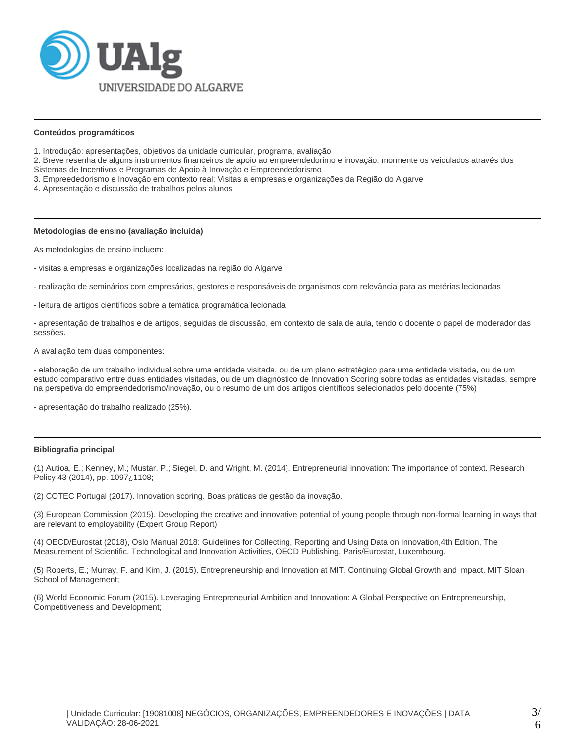**Conteúdos programáticos**

1. Introdução: apresentações, objetivos da unidade curricular, programa, avaliação
2. Breve resenha de alguns instrumentos financeiros de apoio ao empreendedorimo e inovação, mormente os veiculados através dos Sistemas de Incentivos e Programas de Apoio à Inovação e Empreendedorismo
3. Empreedorismo e Inovação em contexto real: Visitas a empresas e organizações da Região do Algarve
4. Apresentação e discussão de trabalhos pelos alunos

**Metodologias de ensino (avaliação incluída)**

As metodologias de ensino incluem:

- visitas a empresas e organizações localizadas na região do Algarve

- realização de seminários com empresários, gestores e responsáveis de organismos com relevância para as metérias lecionadas

- leitura de artigos científicos sobre a temática programática lecionada

- apresentação de trabalhos e de artigos, seguidas de discussão, em contexto de sala de aula, tendo o docente o papel de moderador das sessões.

A avaliação tem duas componentes:

- elaboração de um trabalho individual sobre uma entidade visitada, ou de um plano estratégico para uma entidade visitada, ou de um estudo comparativo entre duas entidades visitadas, ou de um diagnóstico de Innovation Scoring sobre todas as entidades visitadas, sempre na perspetiva do empreendedorismo/inovação, ou o resumo de um dos artigos científicos selecionados pelo docente (75%)

- apresentação do trabalho realizado (25%).

**Bibliografia principal**

(1) Autioa, E.; Kenney, M.; Mustar, P.; Siegel, D. and Wright, M. (2014). Entrepreneurial innovation: The importance of context. Research Policy 43 (2014), pp. 1097¿1108;

(2) COTEC Portugal (2017). Innovation scoring. Boas práticas de gestão da inovação.

(3) European Commission (2015). Developing the creative and innovative potential of young people through non-formal learning in ways that are relevant to employability (Expert Group Report)

(4) OECD/Eurostat (2018), Oslo Manual 2018: Guidelines for Collecting, Reporting and Using Data on Innovation,4th Edition, The Measurement of Scientific, Technological and Innovation Activities, OECD Publishing, Paris/Eurostat, Luxembourg.

(5) Roberts, E.; Murray, F. and Kim, J. (2015). Entrepreneurship and Innovation at MIT. Continuing Global Growth and Impact. MIT Sloan School of Management;

(6) World Economic Forum (2015). Leveraging Entrepreneurial Ambition and Innovation: A Global Perspective on Entrepreneurship, Competitiveness and Development;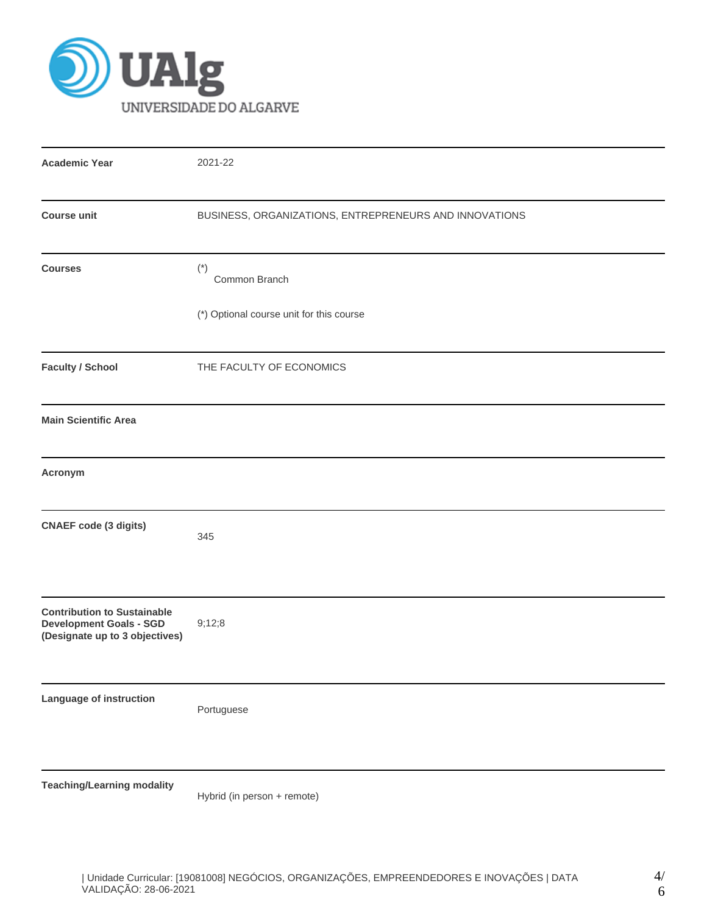UAlg UNIVERSIDADE DO ALGARVE

| | |
|---|---|
| **Academic Year** | 2021-22 |
| **Course unit** | BUSINESS, ORGANIZATIONS, ENTREPRENEURS AND INNOVATIONS |
| **Courses** | (*) Common Branch<br><br>(*) Optional course unit for this course |
| **Faculty / School** | THE FACULTY OF ECONOMICS |
| **Main Scientific Area** | |
| **Acronym** | |
| **CNAEF code (3 digits)** | 345 |
| **Contribution to Sustainable Development Goals - SGD (Designate up to 3 objectives)** | 9;12;8 |
| **Language of instruction** | Portuguese |
| **Teaching/Learning modality** | Hybrid (in person + remote) |

| Unidade Curricular: [19081008] NEGÓCIOS, ORGANIZAÇÕES, EMPREENDEDORES E INOVAÇÕES | DATA VALIDAÇÃO: 28-06-2021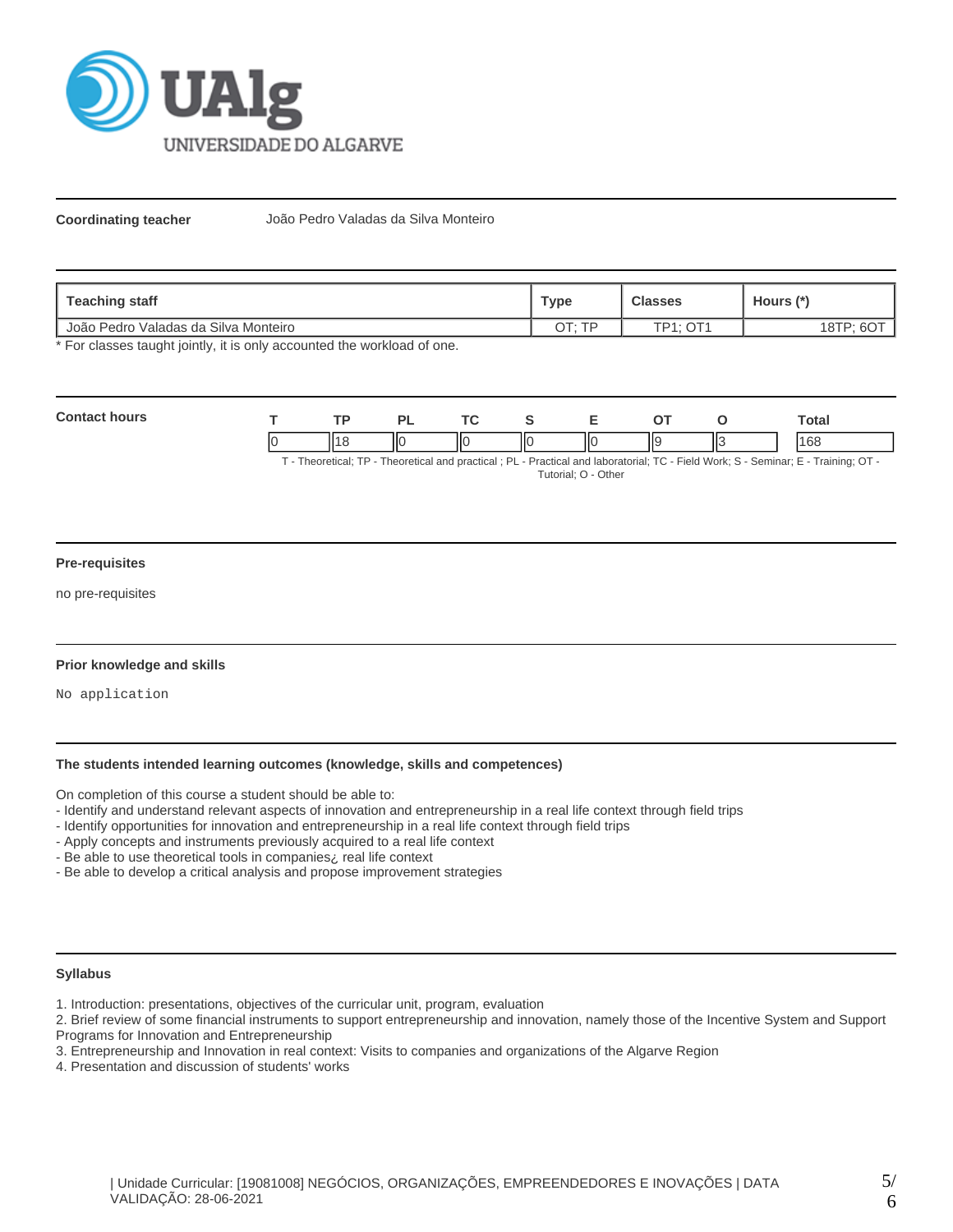**Coordinating teacher** João Pedro Valadas da Silva Monteiro

| Teaching staff | Type | Classes | Hours (*) |
|---|---|---|---|
| João Pedro Valadas da Silva Monteiro | OT; TP | TP1; OT1 | 18TP; 6OT |

* For classes taught jointly, it is only accounted the workload of one.

**Contact hours**

| T | TP | PL | TC | S | E | OT | O | Total |
|---|---|---|---|---|---|---|---|---|
| 0 | 18 | 0 | 0 | 0 | 0 | 9 | 3 | 168 |

T - Theoretical; TP - Theoretical and practical ; PL - Practical and laboratorial; TC - Field Work; S - Seminar; E - Training; OT - Tutorial; O - Other

### Pre-requisites

no pre-requisites

### Prior knowledge and skills

No application

### The students intended learning outcomes (knowledge, skills and competences)

On completion of this course a student should be able to:
- Identify and understand relevant aspects of innovation and entrepreneurship in a real life context through field trips
- Identify opportunities for innovation and entrepreneurship in a real life context through field trips
- Apply concepts and instruments previously acquired to a real life context
- Be able to use theoretical tools in companies¿ real life context
- Be able to develop a critical analysis and propose improvement strategies

### Syllabus

1. Introduction: presentations, objectives of the curricular unit, program, evaluation
2. Brief review of some financial instruments to support entrepreneurship and innovation, namely those of the Incentive System and Support Programs for Innovation and Entrepreneurship
3. Entrepreneurship and Innovation in real context: Visits to companies and organizations of the Algarve Region
4. Presentation and discussion of students' works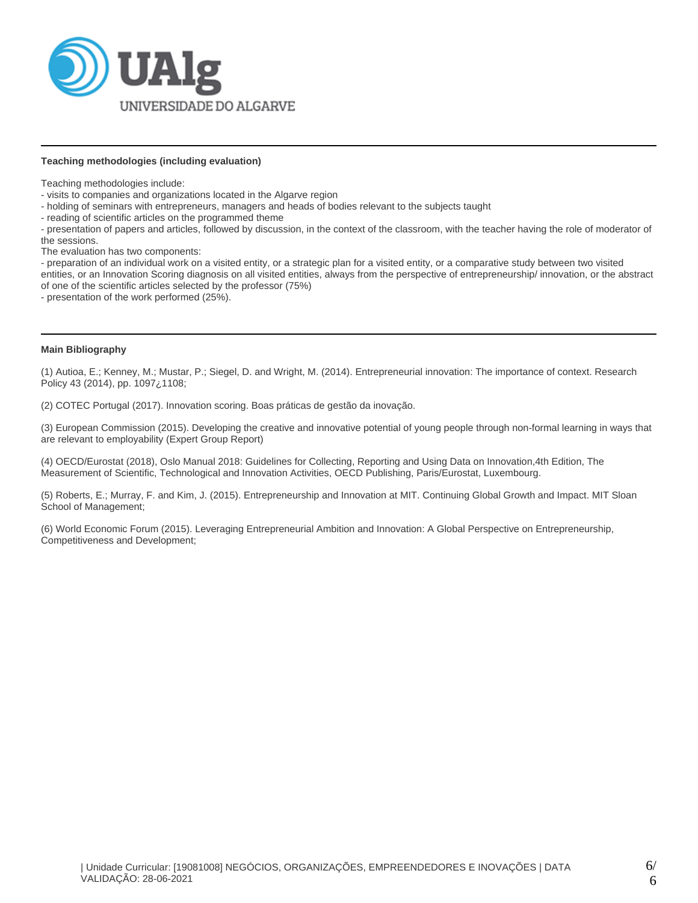**Teaching methodologies (including evaluation)**

Teaching methodologies include:
- visits to companies and organizations located in the Algarve region
- holding of seminars with entrepreneurs, managers and heads of bodies relevant to the subjects taught
- reading of scientific articles on the programmed theme
- presentation of papers and articles, followed by discussion, in the context of the classroom, with the teacher having the role of moderator of the sessions.

The evaluation has two components:
- preparation of an individual work on a visited entity, or a strategic plan for a visited entity, or a comparative study between two visited entities, or an Innovation Scoring diagnosis on all visited entities, always from the perspective of entrepreneurship/ innovation, or the abstract of one of the scientific articles selected by the professor (75%)
- presentation of the work performed (25%).

**Main Bibliography**

(1) Autioa, E.; Kenney, M.; Mustar, P.; Siegel, D. and Wright, M. (2014). Entrepreneurial innovation: The importance of context. Research Policy 43 (2014), pp. 1097¿1108;

(2) COTEC Portugal (2017). Innovation scoring. Boas práticas de gestão da inovação.

(3) European Commission (2015). Developing the creative and innovative potential of young people through non-formal learning in ways that are relevant to employability (Expert Group Report)

(4) OECD/Eurostat (2018), Oslo Manual 2018: Guidelines for Collecting, Reporting and Using Data on Innovation,4th Edition, The Measurement of Scientific, Technological and Innovation Activities, OECD Publishing, Paris/Eurostat, Luxembourg.

(5) Roberts, E.; Murray, F. and Kim, J. (2015). Entrepreneurship and Innovation at MIT. Continuing Global Growth and Impact. MIT Sloan School of Management;

(6) World Economic Forum (2015). Leveraging Entrepreneurial Ambition and Innovation: A Global Perspective on Entrepreneurship, Competitiveness and Development;